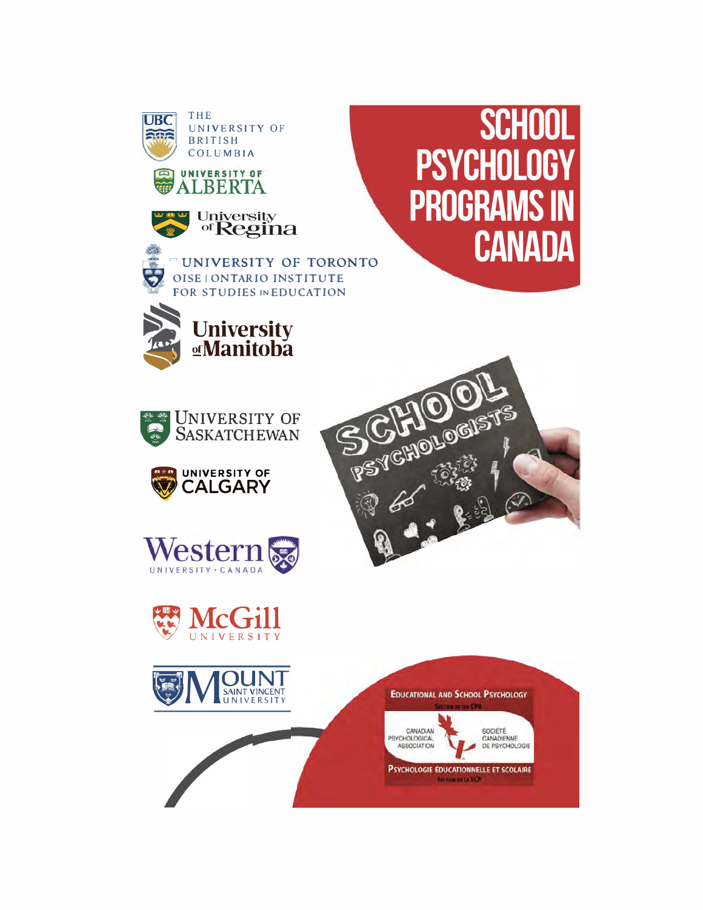# SCHOOL PSYCHOLOGY PROGRAMS IN CANADA

THE UNIVERSITY OF BRITISH COLUMBIA

UNIVERSITY OF ALBERTA

University of Regina

UNIVERSITY OF TORONTO
OISE | ONTARIO INSTITUTE FOR STUDIES IN EDUCATION

University of Manitoba

UNIVERSITY OF SASKATCHEWAN

UNIVERSITY OF CALGARY

Western UNIVERSITY · CANADA

McGill UNIVERSITY

MOUNT SAINT VINCENT UNIVERSITY

SCHOOL PSYCHOLOGISTS

EDUCATIONAL AND SCHOOL PSYCHOLOGY
SECTION OF THE CPA

CANADIAN PSYCHOLOGICAL ASSOCIATION

SOCIÉTÉ CANADIENNE DE PSYCHOLOGIE

PSYCHOLOGIE ÉDUCATIONNELLE ET SCOLAIRE
SECTION DE LA SCP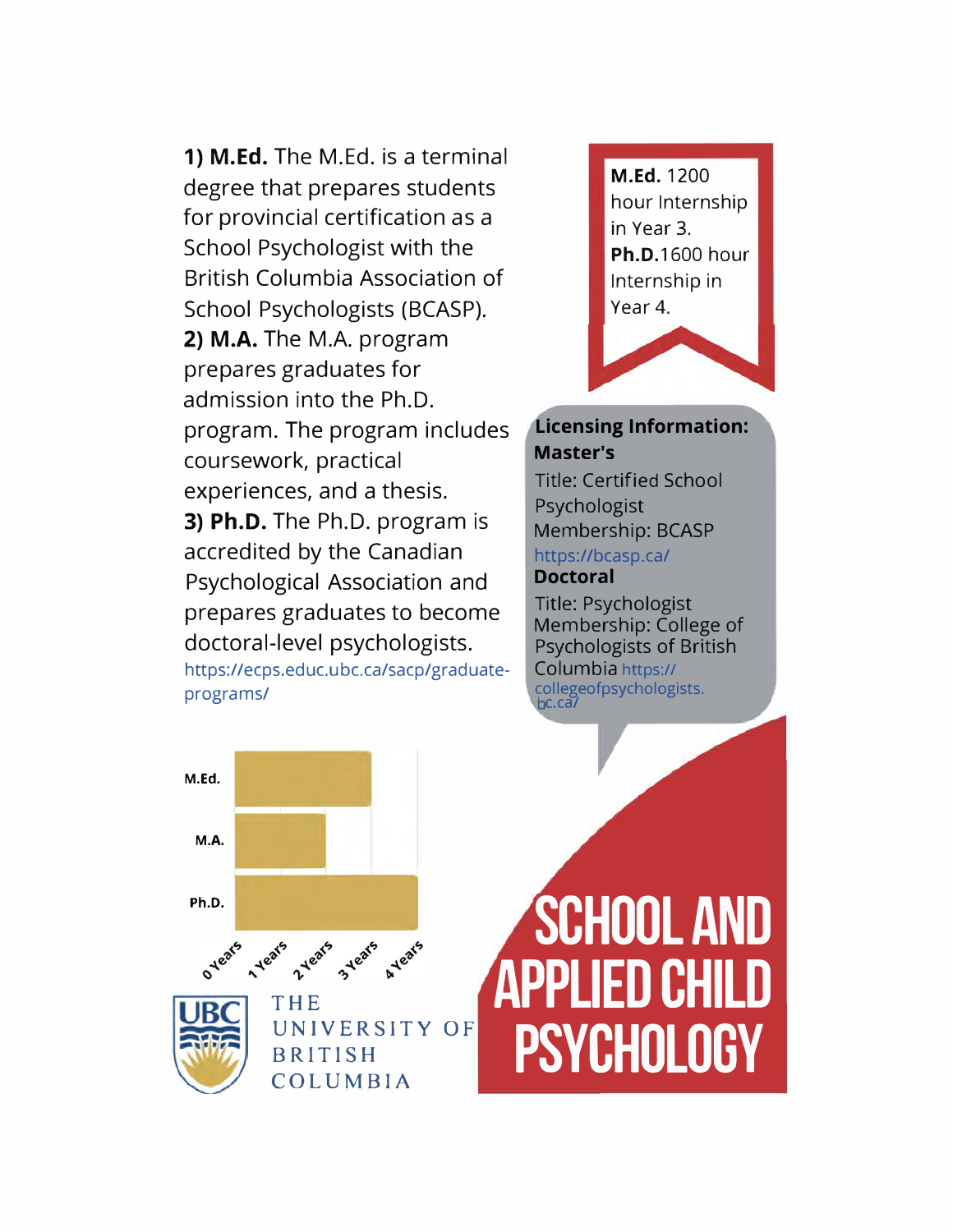**1) M.Ed.** The M.Ed. is a terminal degree that prepares students for provincial certification as a School Psychologist with the British Columbia Association of School Psychologists (BCASP).

**2) M.A.** The M.A. program prepares graduates for admission into the Ph.D. program. The program includes coursework, practical experiences, and a thesis.

**3) Ph.D.** The Ph.D. program is accredited by the Canadian Psychological Association and prepares graduates to become doctoral-level psychologists.

https://ecps.educ.ubc.ca/sacp/graduate-programs/

**M.Ed.** 1200 hour Internship in Year 3.
**Ph.D.**1600 hour Internship in Year 4.

**Licensing Information:**

**Master's**

Title: Certified School Psychologist
Membership: BCASP
https://bcasp.ca/

**Doctoral**

Title: Psychologist
Membership: College of Psychologists of British Columbia https://collegeofpsychologists.bc.ca/

| Program | Years |
| --- | --- |
| M.Ed. | 3 |
| M.A. | 2 |
| Ph.D. | 4 |

THE UNIVERSITY OF BRITISH COLUMBIA

# SCHOOL AND APPLIED CHILD PSYCHOLOGY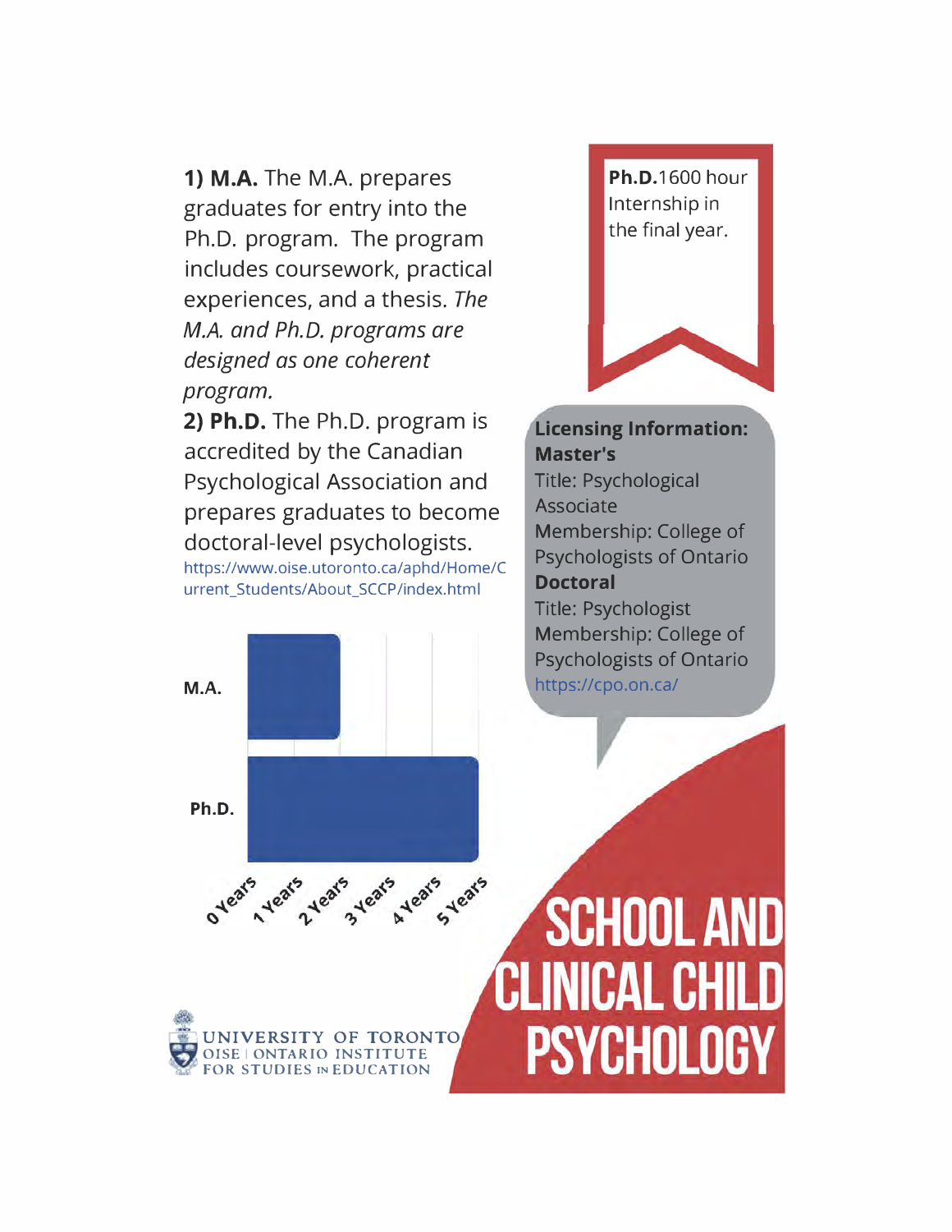**1) M.A.** The M.A. prepares graduates for entry into the Ph.D. program. The program includes coursework, practical experiences, and a thesis. *The M.A. and Ph.D. programs are designed as one coherent program.*

**2) Ph.D.** The Ph.D. program is accredited by the Canadian Psychological Association and prepares graduates to become doctoral-level psychologists.

https://www.oise.utoronto.ca/aphd/Home/Current_Students/About_SCCP/index.html

|  | Duration |
| --- | --- |
| M.A. | 2 Years |
| Ph.D. | 5 Years |

**Ph.D.** 1600 hour Internship in the final year.

**Licensing Information:**

**Master's**

Title: Psychological Associate

Membership: College of Psychologists of Ontario

**Doctoral**

Title: Psychologist

Membership: College of Psychologists of Ontario

https://cpo.on.ca/

UNIVERSITY OF TORONTO
OISE | ONTARIO INSTITUTE FOR STUDIES IN EDUCATION

# SCHOOL AND CLINICAL CHILD PSYCHOLOGY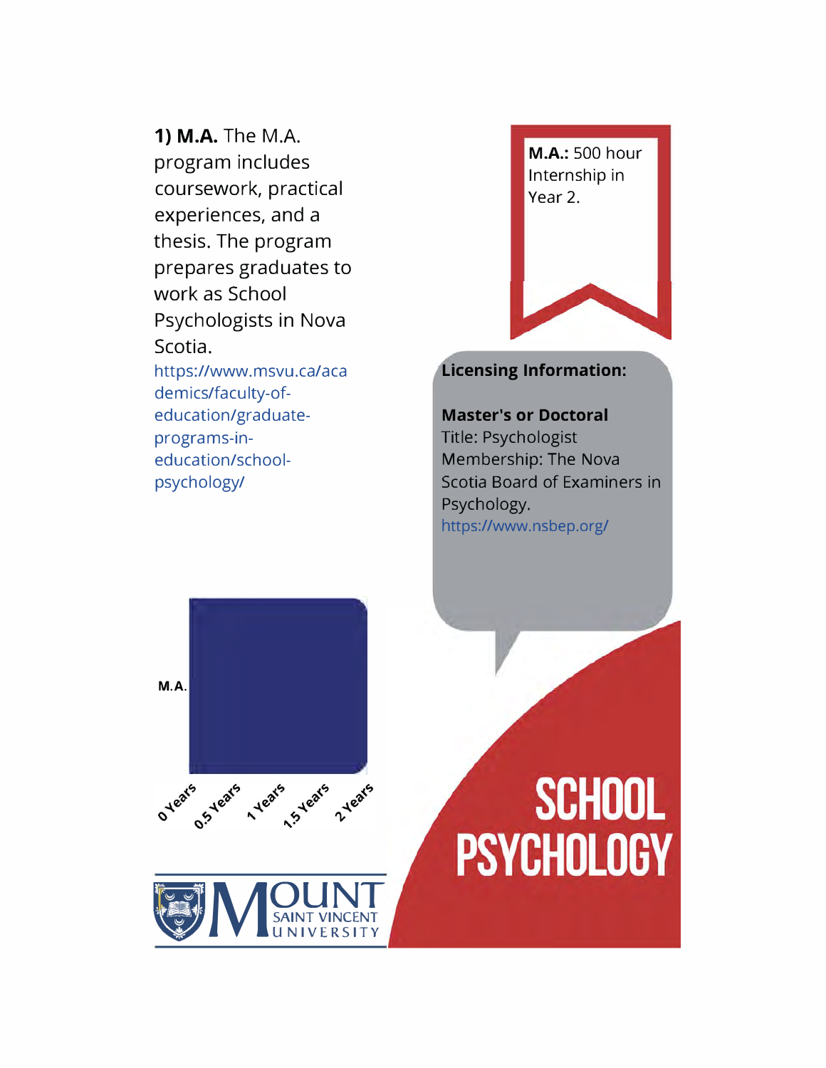**1) M.A.** The M.A. program includes coursework, practical experiences, and a thesis. The program prepares graduates to work as School Psychologists in Nova Scotia.

https://www.msvu.ca/academics/faculty-of-education/graduate-programs-in-education/school-psychology/

**M.A.:** 500 hour Internship in Year 2.

**Licensing Information:**

**Master's or Doctoral**
Title: Psychologist
Membership: The Nova Scotia Board of Examiners in Psychology.
https://www.nsbep.org/

M.A.

0 Years, 0.5 Years, 1 Years, 1.5 Years, 2 Years

Mount Saint Vincent University

# SCHOOL PSYCHOLOGY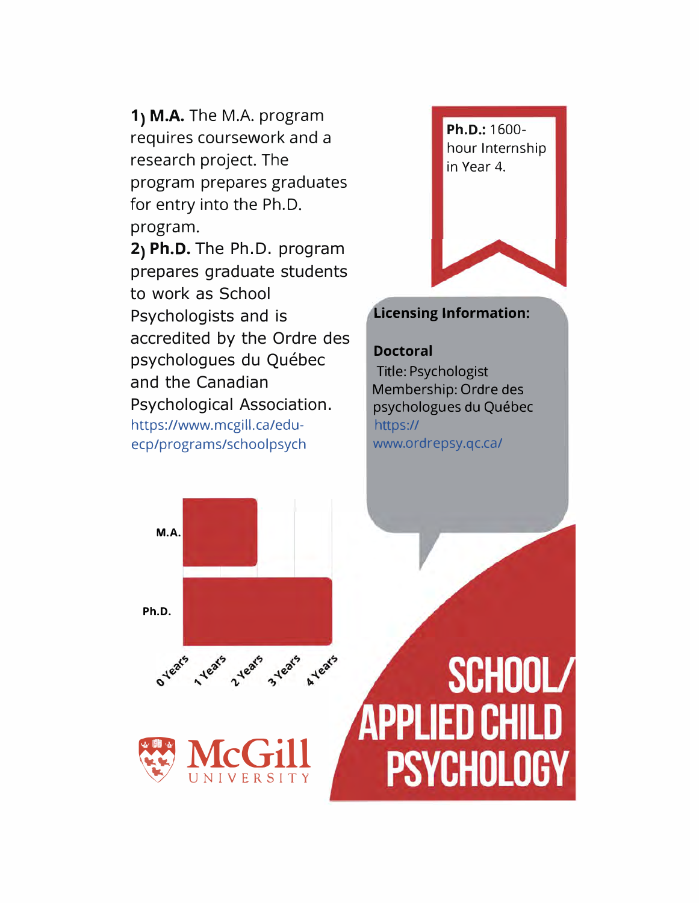**1) M.A.** The M.A. program requires coursework and a research project. The program prepares graduates for entry into the Ph.D. program.

**2) Ph.D.** The Ph.D. program prepares graduate students to work as School Psychologists and is accredited by the Ordre des psychologues du Québec and the Canadian Psychological Association.
https://www.mcgill.ca/edu-ecp/programs/schoolpsych

**Ph.D.:** 1600-hour Internship in Year 4.

**Licensing Information:**

**Doctoral**
Title: Psychologist
Membership: Ordre des psychologues du Québec
https://www.ordrepsy.qc.ca/

| Program | Duration |
|---|---|
| M.A. | 2 Years |
| Ph.D. | 4 Years |

McGill UNIVERSITY

# SCHOOL/ APPLIED CHILD PSYCHOLOGY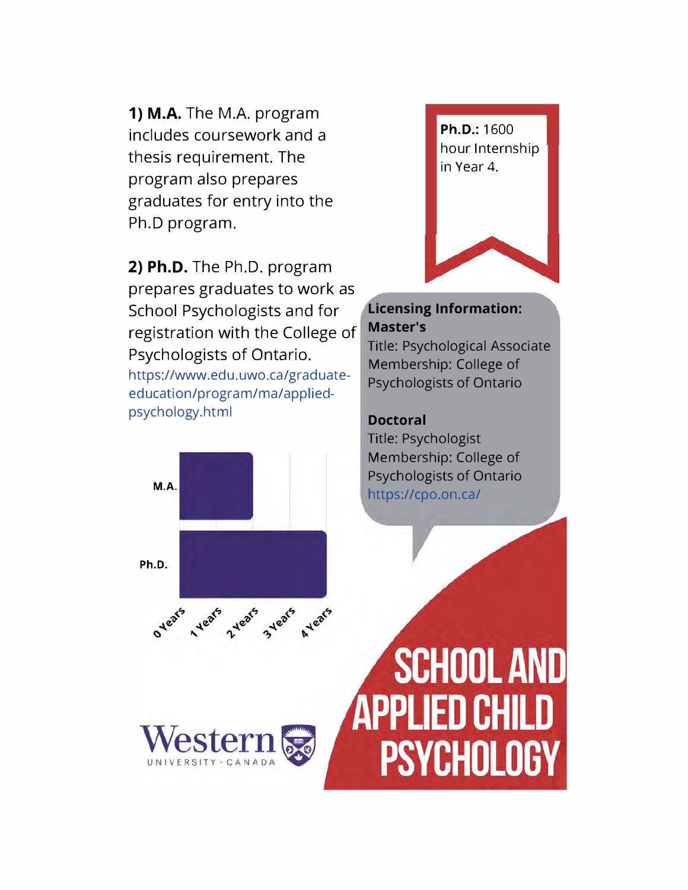**1) M.A.** The M.A. program includes coursework and a thesis requirement. The program also prepares graduates for entry into the Ph.D program.

**2) Ph.D.** The Ph.D. program prepares graduates to work as School Psychologists and for registration with the College of Psychologists of Ontario.
https://www.edu.uwo.ca/graduate-education/program/ma/applied-psychology.html

| Program | Years |
| --- | --- |
| M.A. | 2 Years |
| Ph.D. | 4 Years |

**Ph.D.:** 1600 hour Internship in Year 4.

**Licensing Information:**

**Master's**
Title: Psychological Associate
Membership: College of Psychologists of Ontario

**Doctoral**
Title: Psychologist
Membership: College of Psychologists of Ontario
https://cpo.on.ca/

Western UNIVERSITY · CANADA

# SCHOOL AND APPLIED CHILD PSYCHOLOGY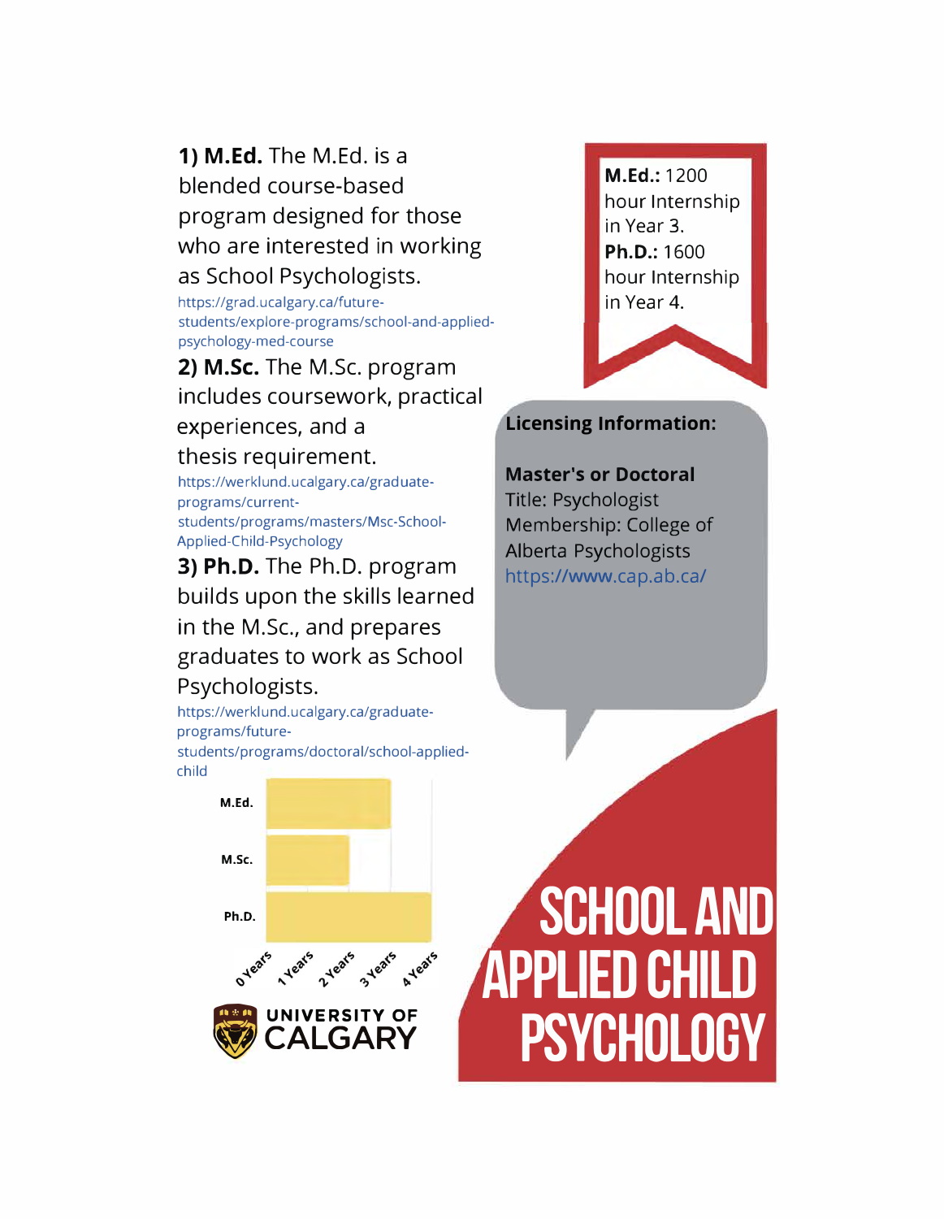# SCHOOL AND APPLIED CHILD PSYCHOLOGY

**1) M.Ed.** The M.Ed. is a blended course-based program designed for those who are interested in working as School Psychologists.

https://grad.ucalgary.ca/future-students/explore-programs/school-and-applied-psychology-med-course

**2) M.Sc.** The M.Sc. program includes coursework, practical experiences, and a thesis requirement.

https://werklund.ucalgary.ca/graduate-programs/current-students/programs/masters/Msc-School-Applied-Child-Psychology

**3) Ph.D.** The Ph.D. program builds upon the skills learned in the M.Sc., and prepares graduates to work as School Psychologists.

https://werklund.ucalgary.ca/graduate-programs/future-students/programs/doctoral/school-applied-child

| Program | Years |
| --- | --- |
| M.Ed. | 3 Years |
| M.Sc. | 2 Years |
| Ph.D. | 4 Years |

**M.Ed.:** 1200 hour Internship in Year 3.
**Ph.D.:** 1600 hour Internship in Year 4.

**Licensing Information:**

**Master's or Doctoral**
Title: Psychologist
Membership: College of Alberta Psychologists
https://www.cap.ab.ca/

UNIVERSITY OF CALGARY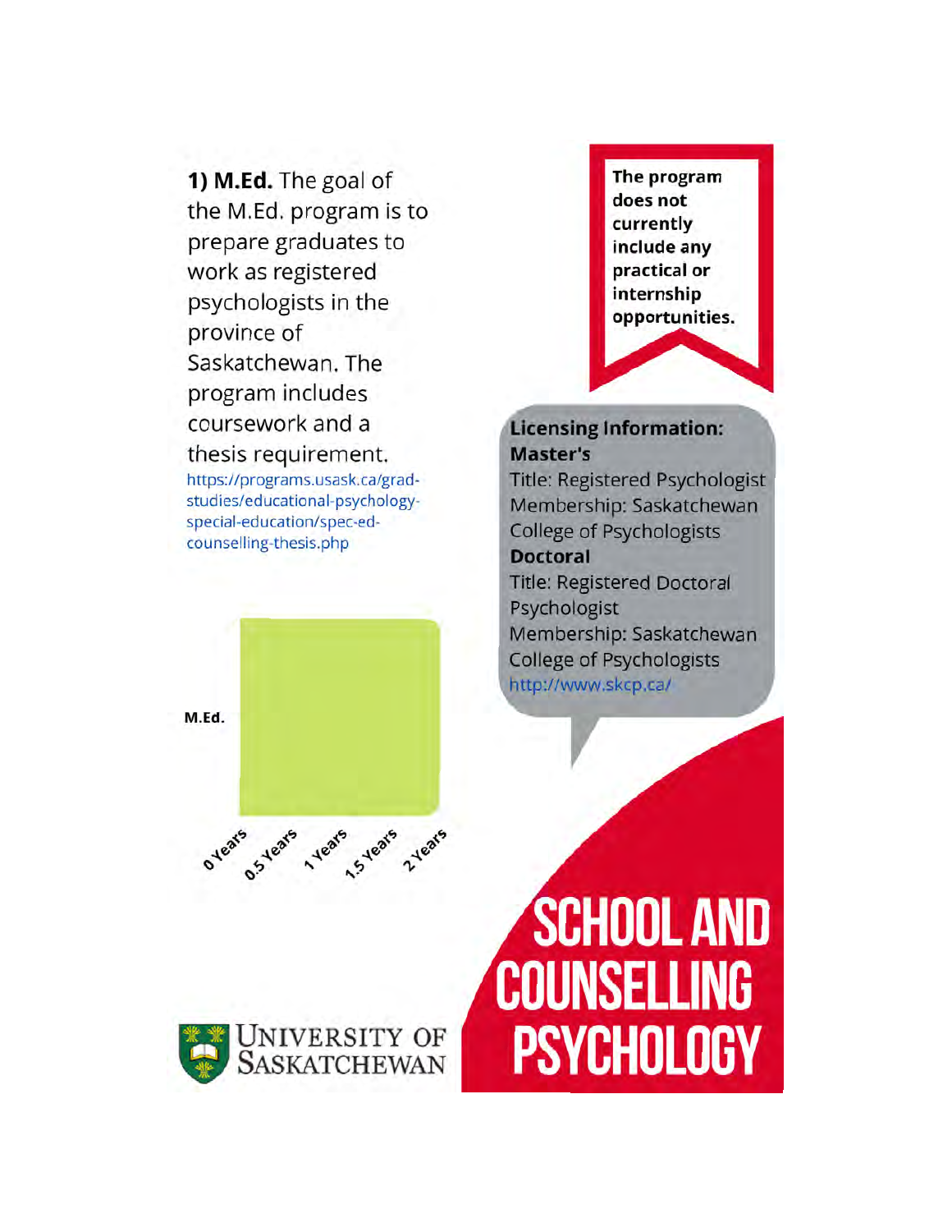**1) M.Ed.** The goal of the M.Ed. program is to prepare graduates to work as registered psychologists in the province of Saskatchewan. The program includes coursework and a thesis requirement.

https://programs.usask.ca/grad-studies/educational-psychology-special-education/spec-ed-counselling-thesis.php

M.Ed.

0 Years 0.5 Years 1 Years 1.5 Years 2 Years

University of Saskatchewan

**The program does not currently include any practical or internship opportunities.**

**Licensing Information:**

**Master's**

Title: Registered Psychologist

Membership: Saskatchewan College of Psychologists

**Doctoral**

Title: Registered Doctoral Psychologist

Membership: Saskatchewan College of Psychologists

http://www.skcp.ca/

# SCHOOL AND COUNSELLING PSYCHOLOGY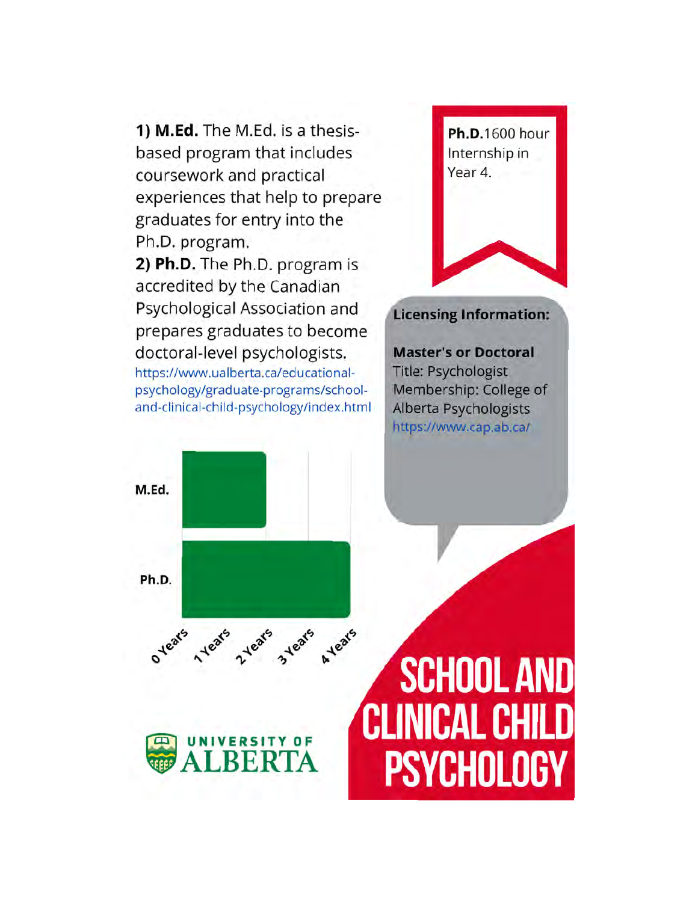# SCHOOL AND CLINICAL CHILD PSYCHOLOGY

**1) M.Ed.** The M.Ed. is a thesis-based program that includes coursework and practical experiences that help to prepare graduates for entry into the Ph.D. program.

**2) Ph.D.** The Ph.D. program is accredited by the Canadian Psychological Association and prepares graduates to become doctoral-level psychologists.

https://www.ualberta.ca/educational-psychology/graduate-programs/school-and-clinical-child-psychology/index.html

**Ph.D.** 1600 hour Internship in Year 4.

**Licensing Information:**

**Master's or Doctoral**
Title: Psychologist
Membership: College of Alberta Psychologists
https://www.cap.ab.ca/

| Program | Duration |
| --- | --- |
| M.Ed. | 2 Years |
| Ph.D. | 4 Years |

UNIVERSITY OF ALBERTA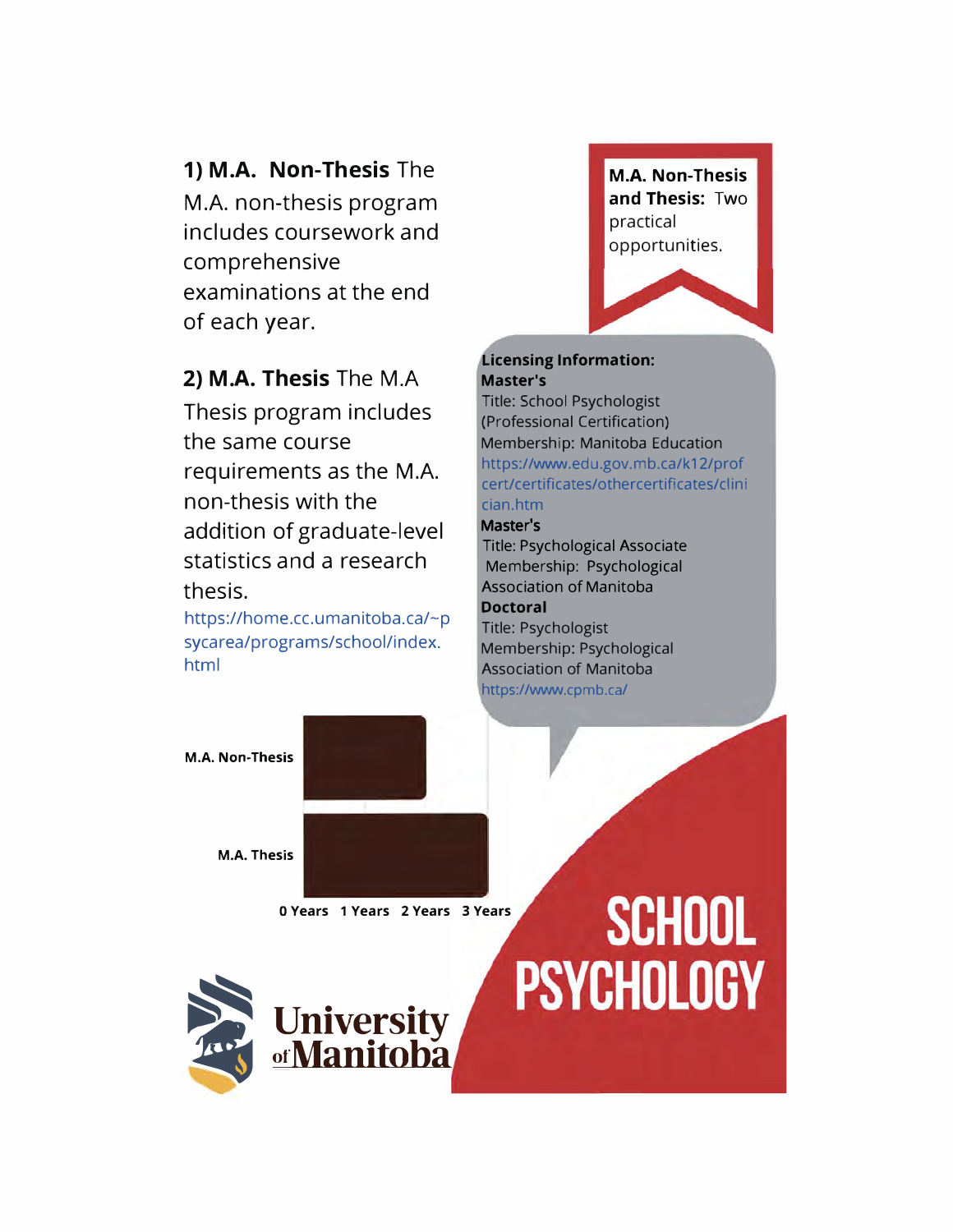**1) M.A. Non-Thesis** The M.A. non-thesis program includes coursework and comprehensive examinations at the end of each year.

**2) M.A. Thesis** The M.A Thesis program includes the same course requirements as the M.A. non-thesis with the addition of graduate-level statistics and a research thesis.

https://home.cc.umanitoba.ca/~psycarea/programs/school/index.html

**M.A. Non-Thesis and Thesis:** Two practical opportunities.

**Licensing Information:**

**Master's**
Title: School Psychologist (Professional Certification)
Membership: Manitoba Education
https://www.edu.gov.mb.ca/k12/profcert/certificates/othercertificates/clinician.htm

**Master's**
Title: Psychological Associate
Membership: Psychological Association of Manitoba

**Doctoral**
Title: Psychologist
Membership: Psychological Association of Manitoba
https://www.cpmb.ca/

M.A. Non-Thesis

M.A. Thesis

0 Years 1 Years 2 Years 3 Years

University of Manitoba

# SCHOOL PSYCHOLOGY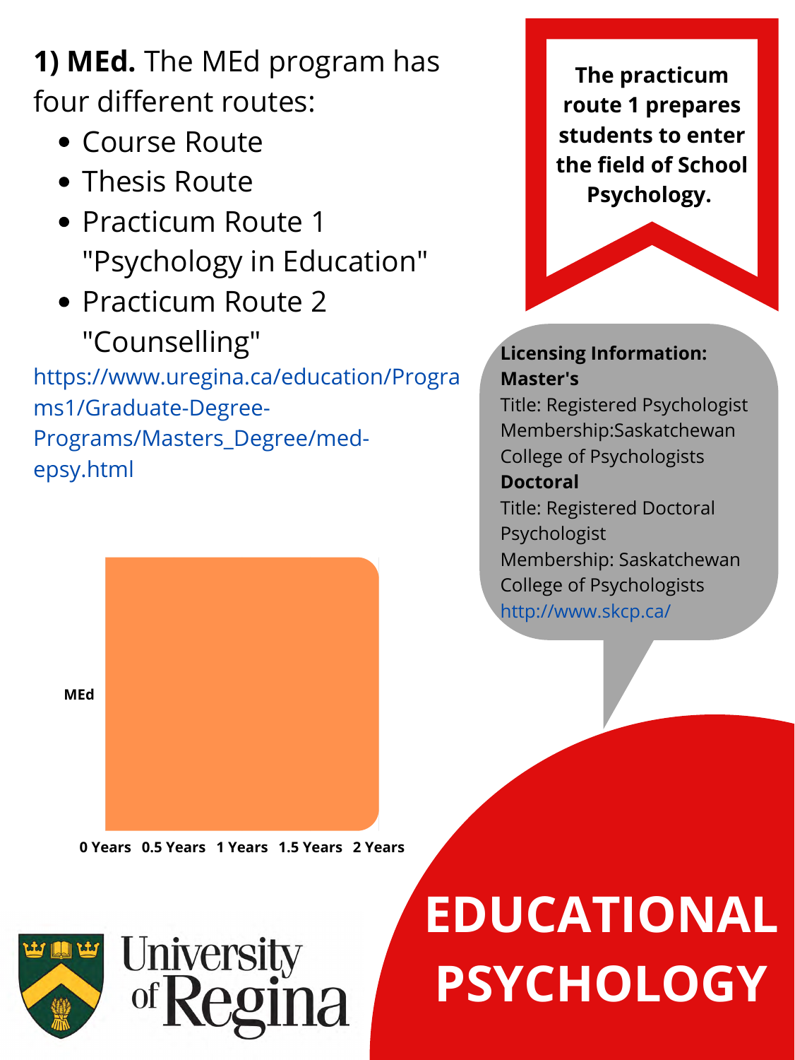**1) MEd.** The MEd program has four different routes:

- Course Route
- Thesis Route
- Practicum Route 1 "Psychology in Education"
- Practicum Route 2 "Counselling"

https://www.uregina.ca/education/Programs1/Graduate-Degree-Programs/Masters_Degree/med-epsy.html

**The practicum route 1 prepares students to enter the field of School Psychology.**

**Licensing Information:**

**Master's**

Title: Registered Psychologist

Membership:Saskatchewan College of Psychologists

**Doctoral**

Title: Registered Doctoral Psychologist

Membership: Saskatchewan College of Psychologists

http://www.skcp.ca/

MEd

0 Years 0.5 Years 1 Years 1.5 Years 2 Years

University of Regina

# EDUCATIONAL PSYCHOLOGY